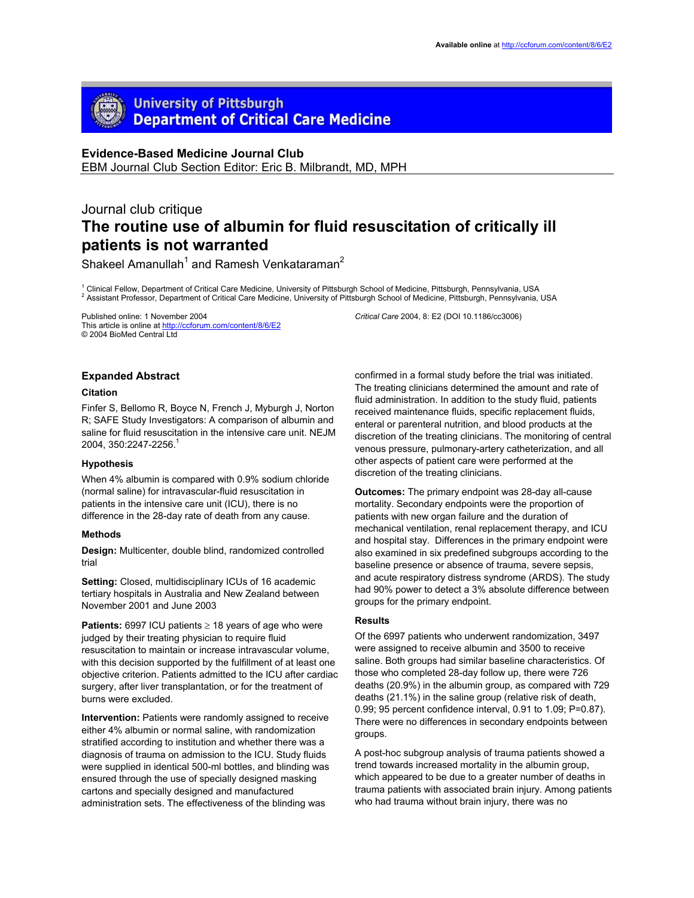University of Pittsburgh
Department of Critical Care Medicine

**Evidence-Based Medicine Journal Club**
EBM Journal Club Section Editor: Eric B. Milbrandt, MD, MPH

Journal club critique

# The routine use of albumin for fluid resuscitation of critically ill patients is not warranted

Shakeel Amanullah[1] and Ramesh Venkataraman[2]

[1] Clinical Fellow, Department of Critical Care Medicine, University of Pittsburgh School of Medicine, Pittsburgh, Pennsylvania, USA
[2] Assistant Professor, Department of Critical Care Medicine, University of Pittsburgh School of Medicine, Pittsburgh, Pennsylvania, USA

Published online: 1 November 2004
This article is online at http://ccforum.com/content/8/6/E2
© 2004 BioMed Central Ltd

*Critical Care* 2004, 8: E2 (DOI 10.1186/cc3006)

## Expanded Abstract

### Citation

Finfer S, Bellomo R, Boyce N, French J, Myburgh J, Norton R; SAFE Study Investigators: A comparison of albumin and saline for fluid resuscitation in the intensive care unit. NEJM 2004, 350:2247-2256.[1]

### Hypothesis

When 4% albumin is compared with 0.9% sodium chloride (normal saline) for intravascular-fluid resuscitation in patients in the intensive care unit (ICU), there is no difference in the 28-day rate of death from any cause.

### Methods

**Design:** Multicenter, double blind, randomized controlled trial

**Setting:** Closed, multidisciplinary ICUs of 16 academic tertiary hospitals in Australia and New Zealand between November 2001 and June 2003

**Patients:** 6997 ICU patients ≥ 18 years of age who were judged by their treating physician to require fluid resuscitation to maintain or increase intravascular volume, with this decision supported by the fulfillment of at least one objective criterion. Patients admitted to the ICU after cardiac surgery, after liver transplantation, or for the treatment of burns were excluded.

**Intervention:** Patients were randomly assigned to receive either 4% albumin or normal saline, with randomization stratified according to institution and whether there was a diagnosis of trauma on admission to the ICU. Study fluids were supplied in identical 500-ml bottles, and blinding was ensured through the use of specially designed masking cartons and specially designed and manufactured administration sets. The effectiveness of the blinding was confirmed in a formal study before the trial was initiated. The treating clinicians determined the amount and rate of fluid administration. In addition to the study fluid, patients received maintenance fluids, specific replacement fluids, enteral or parenteral nutrition, and blood products at the discretion of the treating clinicians. The monitoring of central venous pressure, pulmonary-artery catheterization, and all other aspects of patient care were performed at the discretion of the treating clinicians.

**Outcomes:** The primary endpoint was 28-day all-cause mortality. Secondary endpoints were the proportion of patients with new organ failure and the duration of mechanical ventilation, renal replacement therapy, and ICU and hospital stay. Differences in the primary endpoint were also examined in six predefined subgroups according to the baseline presence or absence of trauma, severe sepsis, and acute respiratory distress syndrome (ARDS). The study had 90% power to detect a 3% absolute difference between groups for the primary endpoint.

### Results

Of the 6997 patients who underwent randomization, 3497 were assigned to receive albumin and 3500 to receive saline. Both groups had similar baseline characteristics. Of those who completed 28-day follow up, there were 726 deaths (20.9%) in the albumin group, as compared with 729 deaths (21.1%) in the saline group (relative risk of death, 0.99; 95 percent confidence interval, 0.91 to 1.09; P=0.87). There were no differences in secondary endpoints between groups.

A post-hoc subgroup analysis of trauma patients showed a trend towards increased mortality in the albumin group, which appeared to be due to a greater number of deaths in trauma patients with associated brain injury. Among patients who had trauma without brain injury, there was no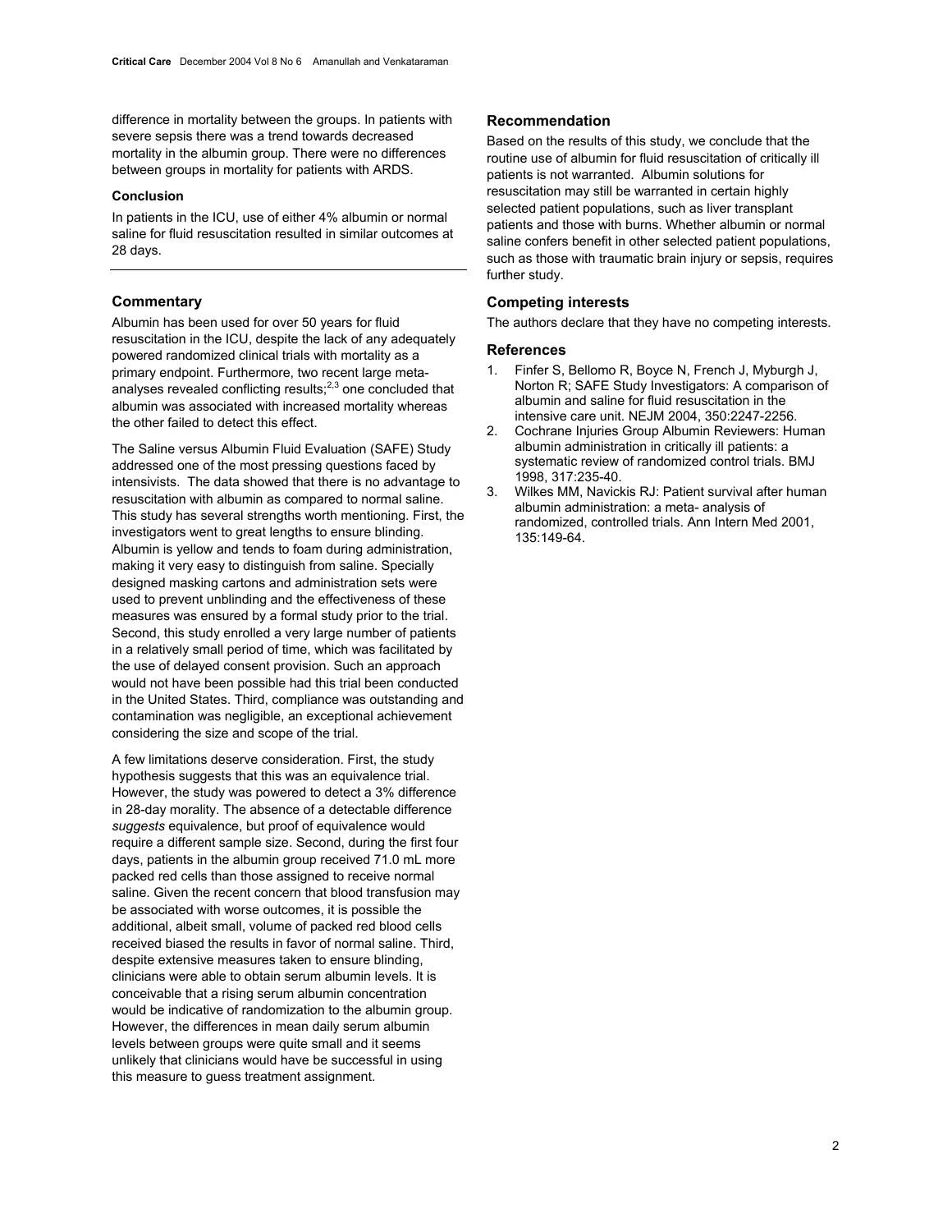difference in mortality between the groups. In patients with severe sepsis there was a trend towards decreased mortality in the albumin group. There were no differences between groups in mortality for patients with ARDS.

### Conclusion

In patients in the ICU, use of either 4% albumin or normal saline for fluid resuscitation resulted in similar outcomes at 28 days.

## Commentary

Albumin has been used for over 50 years for fluid resuscitation in the ICU, despite the lack of any adequately powered randomized clinical trials with mortality as a primary endpoint. Furthermore, two recent large meta-analyses revealed conflicting results;[2,3] one concluded that albumin was associated with increased mortality whereas the other failed to detect this effect.

The Saline versus Albumin Fluid Evaluation (SAFE) Study addressed one of the most pressing questions faced by intensivists. The data showed that there is no advantage to resuscitation with albumin as compared to normal saline. This study has several strengths worth mentioning. First, the investigators went to great lengths to ensure blinding. Albumin is yellow and tends to foam during administration, making it very easy to distinguish from saline. Specially designed masking cartons and administration sets were used to prevent unblinding and the effectiveness of these measures was ensured by a formal study prior to the trial. Second, this study enrolled a very large number of patients in a relatively small period of time, which was facilitated by the use of delayed consent provision. Such an approach would not have been possible had this trial been conducted in the United States. Third, compliance was outstanding and contamination was negligible, an exceptional achievement considering the size and scope of the trial.

A few limitations deserve consideration. First, the study hypothesis suggests that this was an equivalence trial. However, the study was powered to detect a 3% difference in 28-day morality. The absence of a detectable difference *suggests* equivalence, but proof of equivalence would require a different sample size. Second, during the first four days, patients in the albumin group received 71.0 mL more packed red cells than those assigned to receive normal saline. Given the recent concern that blood transfusion may be associated with worse outcomes, it is possible the additional, albeit small, volume of packed red blood cells received biased the results in favor of normal saline. Third, despite extensive measures taken to ensure blinding, clinicians were able to obtain serum albumin levels. It is conceivable that a rising serum albumin concentration would be indicative of randomization to the albumin group. However, the differences in mean daily serum albumin levels between groups were quite small and it seems unlikely that clinicians would have be successful in using this measure to guess treatment assignment.

## Recommendation

Based on the results of this study, we conclude that the routine use of albumin for fluid resuscitation of critically ill patients is not warranted. Albumin solutions for resuscitation may still be warranted in certain highly selected patient populations, such as liver transplant patients and those with burns. Whether albumin or normal saline confers benefit in other selected patient populations, such as those with traumatic brain injury or sepsis, requires further study.

## Competing interests

The authors declare that they have no competing interests.

## References

1. Finfer S, Bellomo R, Boyce N, French J, Myburgh J, Norton R; SAFE Study Investigators: A comparison of albumin and saline for fluid resuscitation in the intensive care unit. NEJM 2004, 350:2247-2256.
2. Cochrane Injuries Group Albumin Reviewers: Human albumin administration in critically ill patients: a systematic review of randomized control trials. BMJ 1998, 317:235-40.
3. Wilkes MM, Navickis RJ: Patient survival after human albumin administration: a meta- analysis of randomized, controlled trials. Ann Intern Med 2001, 135:149-64.